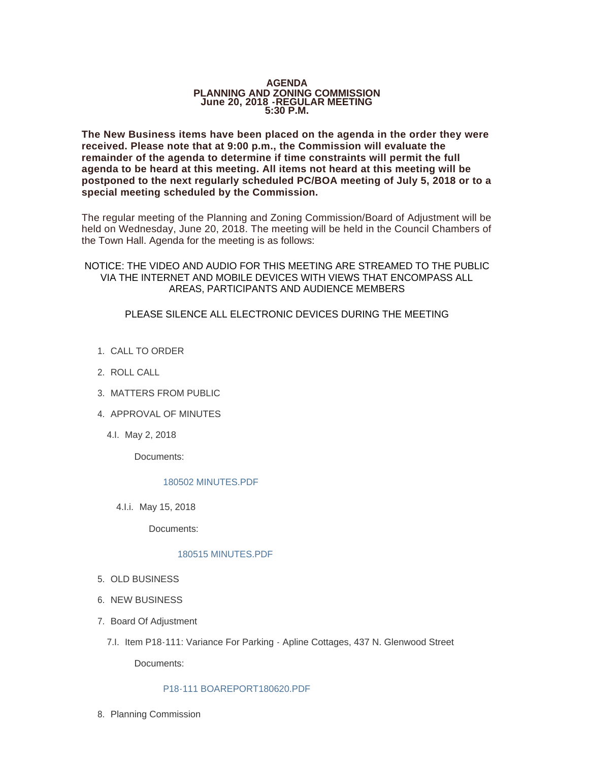**AGENDA**
**PLANNING AND ZONING COMMISSION**
**June 20, 2018 -REGULAR MEETING**
**5:30 P.M.**

**The New Business items have been placed on the agenda in the order they were received. Please note that at 9:00 p.m., the Commission will evaluate the remainder of the agenda to determine if time constraints will permit the full agenda to be heard at this meeting. All items not heard at this meeting will be postponed to the next regularly scheduled PC/BOA meeting of July 5, 2018 or to a special meeting scheduled by the Commission.**

The regular meeting of the Planning and Zoning Commission/Board of Adjustment will be held on Wednesday, June 20, 2018. The meeting will be held in the Council Chambers of the Town Hall. Agenda for the meeting is as follows:

NOTICE: THE VIDEO AND AUDIO FOR THIS MEETING ARE STREAMED TO THE PUBLIC VIA THE INTERNET AND MOBILE DEVICES WITH VIEWS THAT ENCOMPASS ALL AREAS, PARTICIPANTS AND AUDIENCE MEMBERS

PLEASE SILENCE ALL ELECTRONIC DEVICES DURING THE MEETING

1. CALL TO ORDER
2. ROLL CALL
3. MATTERS FROM PUBLIC
4. APPROVAL OF MINUTES

   4.I. May 2, 2018

   Documents:

   180502 MINUTES.PDF

   4.I.i. May 15, 2018

   Documents:

   180515 MINUTES.PDF

5. OLD BUSINESS
6. NEW BUSINESS
7. Board Of Adjustment

   7.I. Item P18-111: Variance For Parking - Apline Cottages, 437 N. Glenwood Street

   Documents:

   P18-111 BOAREPORT180620.PDF

8. Planning Commission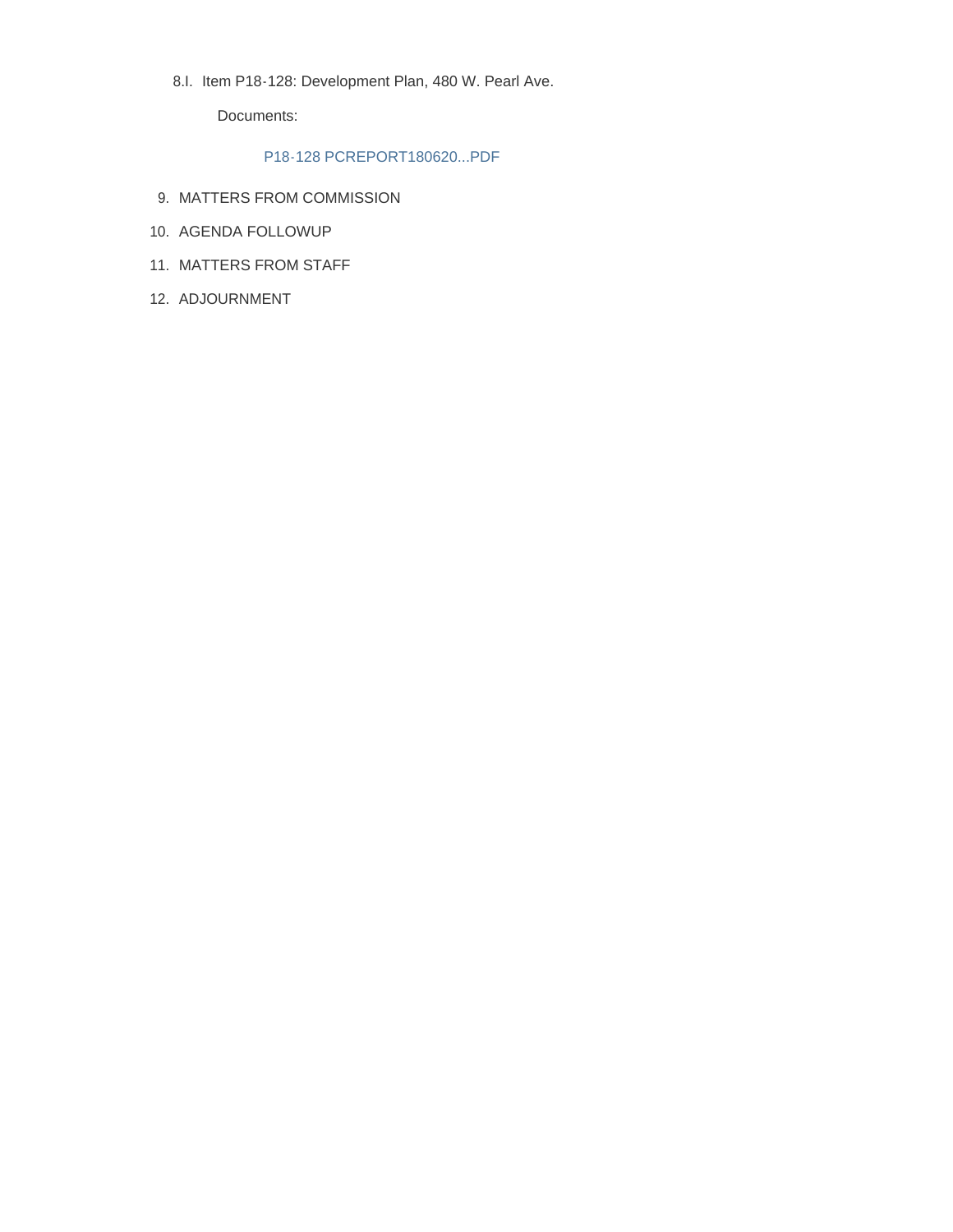8.I. Item P18-128: Development Plan, 480 W. Pearl Ave.

Documents:

P18-128 PCREPORT180620...PDF

9. MATTERS FROM COMMISSION
10. AGENDA FOLLOWUP
11. MATTERS FROM STAFF
12. ADJOURNMENT